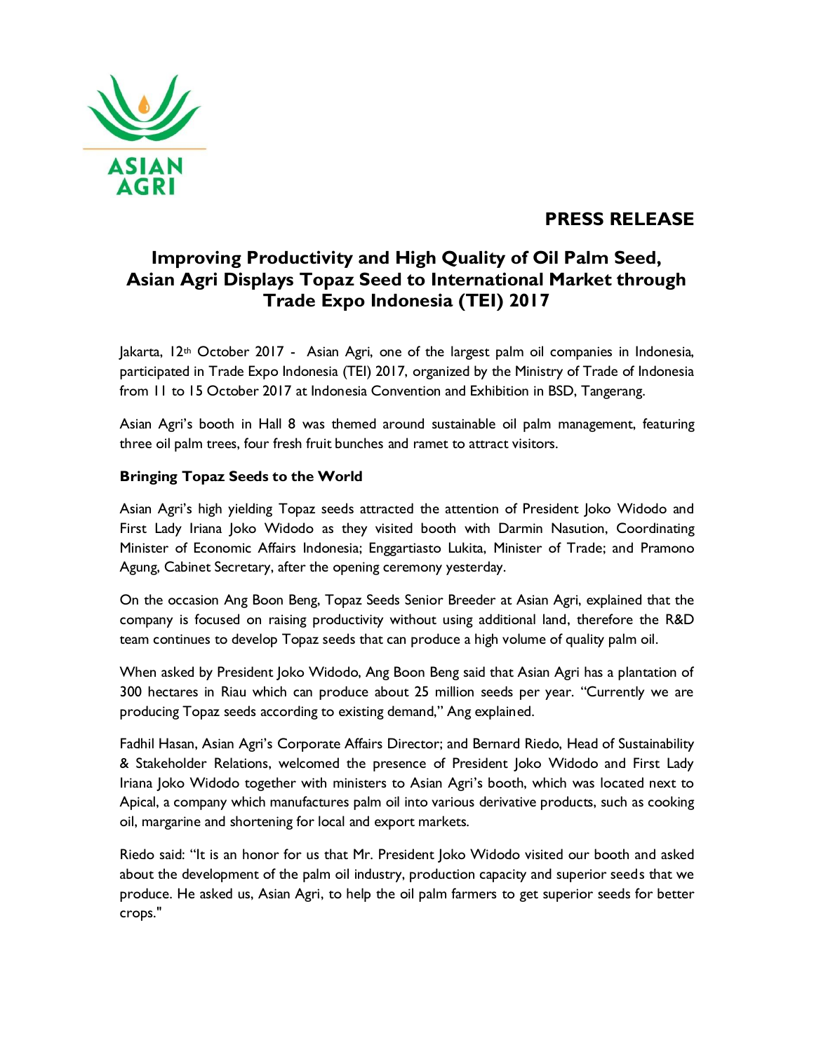ASIAN AGRI

**PRESS RELEASE**

# Improving Productivity and High Quality of Oil Palm Seed, Asian Agri Displays Topaz Seed to International Market through Trade Expo Indonesia (TEI) 2017

Jakarta, 12th October 2017 - Asian Agri, one of the largest palm oil companies in Indonesia, participated in Trade Expo Indonesia (TEI) 2017, organized by the Ministry of Trade of Indonesia from 11 to 15 October 2017 at Indonesia Convention and Exhibition in BSD, Tangerang.

Asian Agri's booth in Hall 8 was themed around sustainable oil palm management, featuring three oil palm trees, four fresh fruit bunches and ramet to attract visitors.

**Bringing Topaz Seeds to the World**

Asian Agri's high yielding Topaz seeds attracted the attention of President Joko Widodo and First Lady Iriana Joko Widodo as they visited booth with Darmin Nasution, Coordinating Minister of Economic Affairs Indonesia; Enggartiasto Lukita, Minister of Trade; and Pramono Agung, Cabinet Secretary, after the opening ceremony yesterday.

On the occasion Ang Boon Beng, Topaz Seeds Senior Breeder at Asian Agri, explained that the company is focused on raising productivity without using additional land, therefore the R&D team continues to develop Topaz seeds that can produce a high volume of quality palm oil.

When asked by President Joko Widodo, Ang Boon Beng said that Asian Agri has a plantation of 300 hectares in Riau which can produce about 25 million seeds per year. "Currently we are producing Topaz seeds according to existing demand," Ang explained.

Fadhil Hasan, Asian Agri's Corporate Affairs Director; and Bernard Riedo, Head of Sustainability & Stakeholder Relations, welcomed the presence of President Joko Widodo and First Lady Iriana Joko Widodo together with ministers to Asian Agri's booth, which was located next to Apical, a company which manufactures palm oil into various derivative products, such as cooking oil, margarine and shortening for local and export markets.

Riedo said: "It is an honor for us that Mr. President Joko Widodo visited our booth and asked about the development of the palm oil industry, production capacity and superior seeds that we produce. He asked us, Asian Agri, to help the oil palm farmers to get superior seeds for better crops."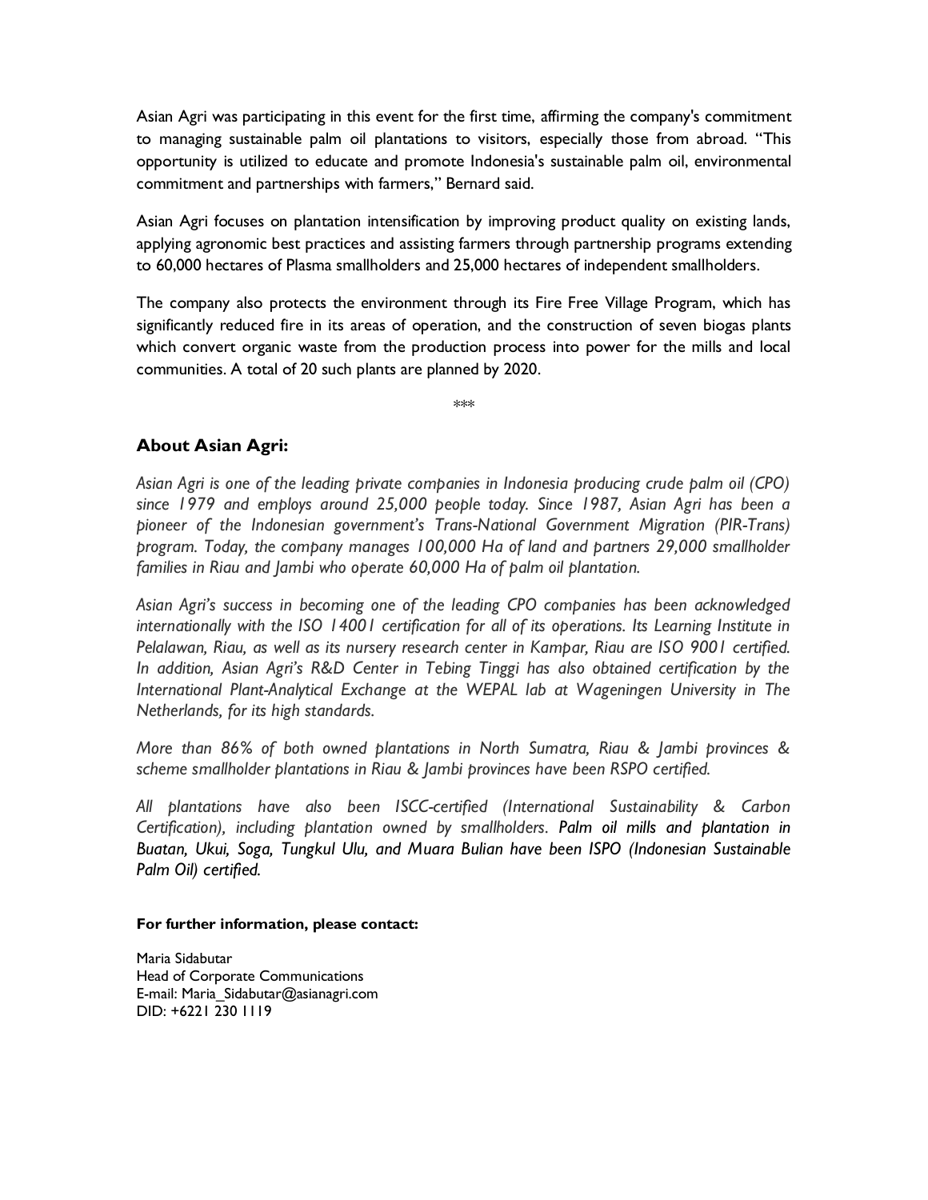Asian Agri was participating in this event for the first time, affirming the company's commitment to managing sustainable palm oil plantations to visitors, especially those from abroad. "This opportunity is utilized to educate and promote Indonesia's sustainable palm oil, environmental commitment and partnerships with farmers," Bernard said.

Asian Agri focuses on plantation intensification by improving product quality on existing lands, applying agronomic best practices and assisting farmers through partnership programs extending to 60,000 hectares of Plasma smallholders and 25,000 hectares of independent smallholders.

The company also protects the environment through its Fire Free Village Program, which has significantly reduced fire in its areas of operation, and the construction of seven biogas plants which convert organic waste from the production process into power for the mills and local communities. A total of 20 such plants are planned by 2020.

***

## About Asian Agri:

*Asian Agri is one of the leading private companies in Indonesia producing crude palm oil (CPO) since 1979 and employs around 25,000 people today. Since 1987, Asian Agri has been a pioneer of the Indonesian government's Trans-National Government Migration (PIR-Trans) program. Today, the company manages 100,000 Ha of land and partners 29,000 smallholder families in Riau and Jambi who operate 60,000 Ha of palm oil plantation.*

*Asian Agri's success in becoming one of the leading CPO companies has been acknowledged internationally with the ISO 14001 certification for all of its operations. Its Learning Institute in Pelalawan, Riau, as well as its nursery research center in Kampar, Riau are ISO 9001 certified. In addition, Asian Agri's R&D Center in Tebing Tinggi has also obtained certification by the International Plant-Analytical Exchange at the WEPAL lab at Wageningen University in The Netherlands, for its high standards.*

*More than 86% of both owned plantations in North Sumatra, Riau & Jambi provinces & scheme smallholder plantations in Riau & Jambi provinces have been RSPO certified.*

*All plantations have also been ISCC-certified (International Sustainability & Carbon Certification), including plantation owned by smallholders. Palm oil mills and plantation in Buatan, Ukui, Soga, Tungkul Ulu, and Muara Bulian have been ISPO (Indonesian Sustainable Palm Oil) certified.*

**For further information, please contact:**

Maria Sidabutar
Head of Corporate Communications
E-mail: Maria_Sidabutar@asianagri.com
DID: +6221 230 1119